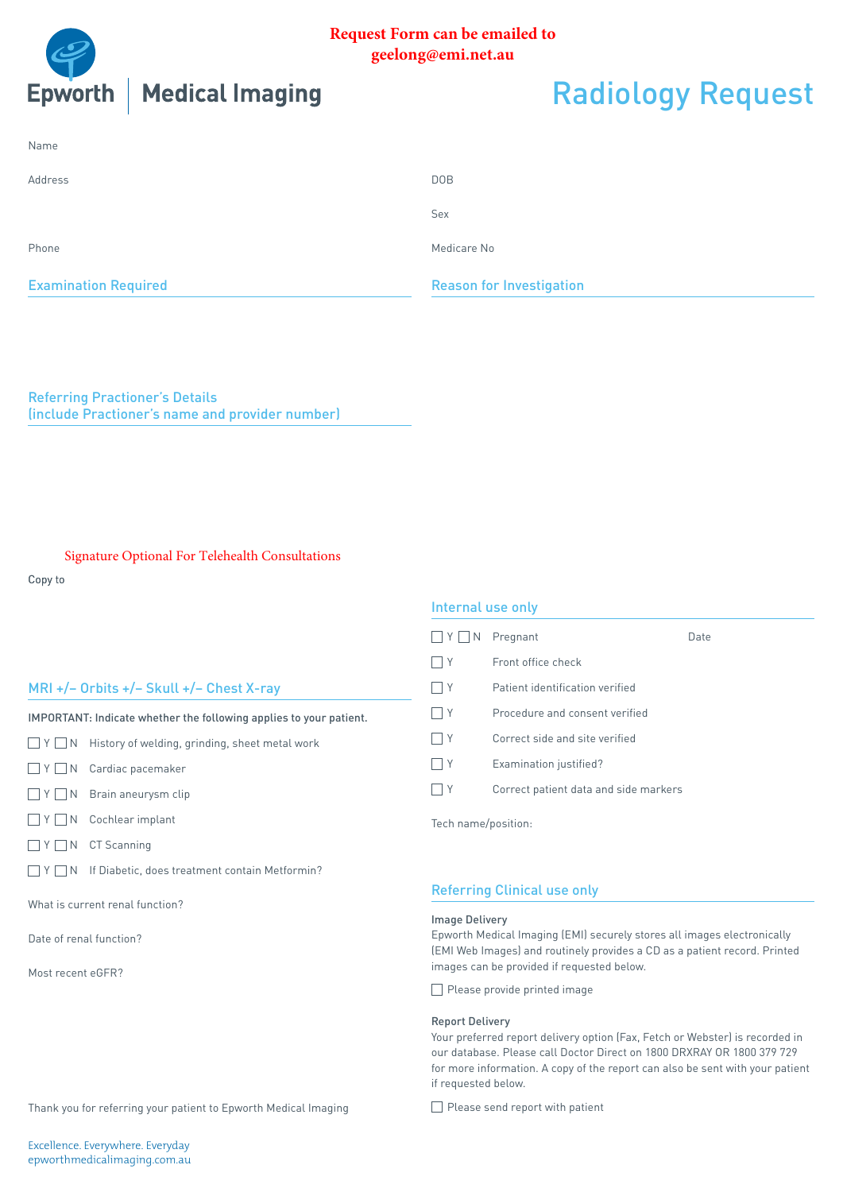**Request Form can be emailed to geelong@emi.net.au**

Epworth | Medical Imaging

# Radiology Request

Name

Address

DOB

Sex

Phone

Medicare No

## Examination Required

## Reason for Investigation

## Referring Practioner's Details (include Practioner's name and provider number)

Signature Optional For Telehealth Consultations

Copy to

## MRI +/– Orbits +/– Skull +/– Chest X-ray

IMPORTANT: Indicate whether the following applies to your patient.

- ☐ Y ☐ N History of welding, grinding, sheet metal work
- ☐ Y ☐ N Cardiac pacemaker
- ☐ Y ☐ N Brain aneurysm clip
- ☐ Y ☐ N Cochlear implant
- ☐ Y ☐ N CT Scanning
- ☐ Y ☐ N If Diabetic, does treatment contain Metformin?

What is current renal function?

Date of renal function?

Most recent eGFR?

Thank you for referring your patient to Epworth Medical Imaging

## Internal use only

- ☐ Y ☐ N Pregnant Date
- ☐ Y Front office check
- ☐ Y Patient identification verified
- ☐ Y Procedure and consent verified
- ☐ Y Correct side and site verified
- ☐ Y Examination justified?
- ☐ Y Correct patient data and side markers

Tech name/position:

## Referring Clinical use only

**Image Delivery**

Epworth Medical Imaging (EMI) securely stores all images electronically (EMI Web Images) and routinely provides a CD as a patient record. Printed images can be provided if requested below.

☐ Please provide printed image

**Report Delivery**

Your preferred report delivery option (Fax, Fetch or Webster) is recorded in our database. Please call Doctor Direct on 1800 DRXRAY OR 1800 379 729 for more information. A copy of the report can also be sent with your patient if requested below.

☐ Please send report with patient

Excellence. Everywhere. Everyday

epworthmedicalimaging.com.au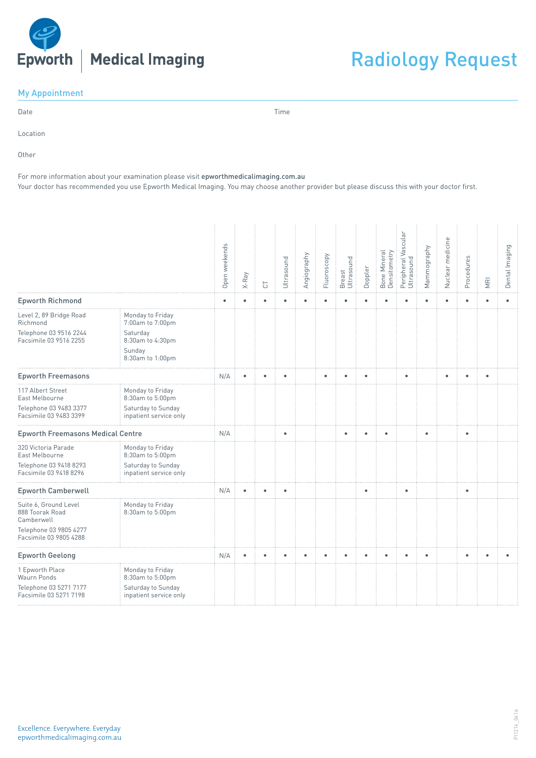# Epworth | Medical Imaging

# Radiology Request

## My Appointment

Date

Time

Location

Other

For more information about your examination please visit **epworthmedicalimaging.com.au**
Your doctor has recommended you use Epworth Medical Imaging. You may choose another provider but please discuss this with your doctor first.

| | | Open weekends | X-Ray | CT | Ultrasound | Angiography | Fluoroscopy | Breast Ultrasound | Doppler | Bone Mineral Densitometry | Peripheral Vascular Ultrasound | Mammography | Nuclear medicine | Procedures | MRI | Dental Imaging |
|---|---|---|---|---|---|---|---|---|---|---|---|---|---|---|---|---|
| **Epworth Richmond** | | • | • | • | • | • | • | • | • | • | • | • | • | • | • | • |
| Level 2, 89 Bridge Road Richmond; Telephone 03 9516 2244; Facsimile 03 9516 2255 | Monday to Friday 7:00am to 7:00pm; Saturday 8:30am to 4:30pm; Sunday 8:30am to 1:00pm | | | | | | | | | | | | | | | |
| **Epworth Freemasons** | | N/A | • | • | • | | • | • | • | | • | | • | • | • | |
| 117 Albert Street East Melbourne; Telephone 03 9483 3377; Facsimile 03 9483 3399 | Monday to Friday 8:30am to 5:00pm; Saturday to Sunday inpatient service only | | | | | | | | | | | | | | | |
| **Epworth Freemasons Medical Centre** | | N/A | | | • | | | • | • | • | | • | | • | | |
| 320 Victoria Parade East Melbourne; Telephone 03 9418 8293; Facsimile 03 9418 8296 | Monday to Friday 8:30am to 5:00pm; Saturday to Sunday inpatient service only | | | | | | | | | | | | | | | |
| **Epworth Camberwell** | | N/A | • | • | • | | | | • | | • | | | • | | |
| Suite 6, Ground Level 888 Toorak Road Camberwell; Telephone 03 9805 4277; Facsimile 03 9805 4288 | Monday to Friday 8:30am to 5:00pm | | | | | | | | | | | | | | | |
| **Epworth Geelong** | | N/A | • | • | • | • | • | • | • | • | • | • | | • | • | • |
| 1 Epworth Place Waurn Ponds; Telephone 03 5271 7177; Facsimile 03 5271 7198 | Monday to Friday 8:30am to 5:00pm; Saturday to Sunday inpatient service only | | | | | | | | | | | | | | | |

Excellence. Everywhere. Everyday
epworthmedicalimaging.com.au

PI1214_0416